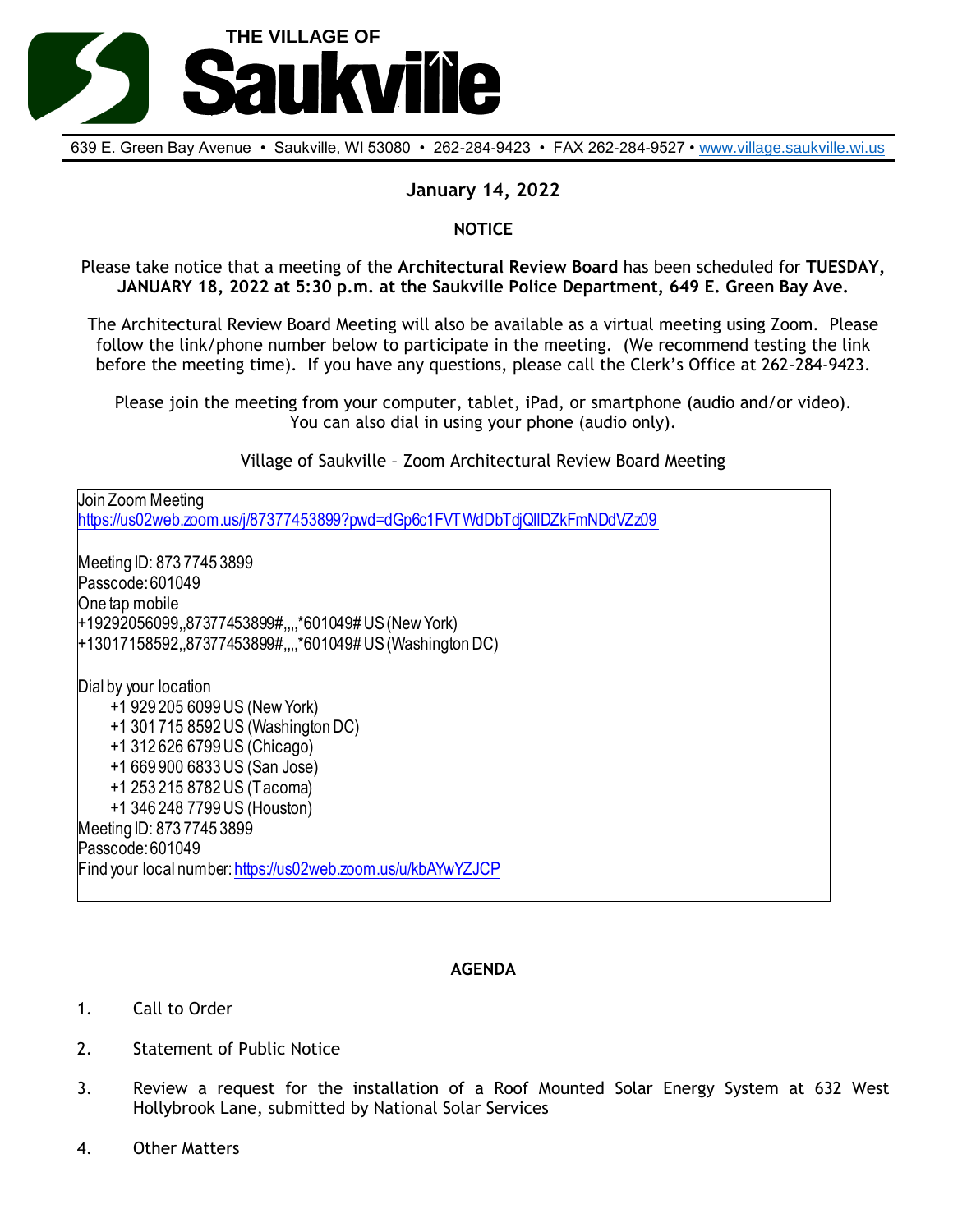# THE VILLAGE OF Saukville

639 E. Green Bay Avenue • Saukville, WI 53080 • 262-284-9423 • FAX 262-284-9527 • www.village.saukville.wi.us

**January 14, 2022**

**NOTICE**

Please take notice that a meeting of the **Architectural Review Board** has been scheduled for **TUESDAY, JANUARY 18, 2022 at 5:30 p.m. at the Saukville Police Department, 649 E. Green Bay Ave.**

The Architectural Review Board Meeting will also be available as a virtual meeting using Zoom. Please follow the link/phone number below to participate in the meeting. (We recommend testing the link before the meeting time). If you have any questions, please call the Clerk's Office at 262-284-9423.

Please join the meeting from your computer, tablet, iPad, or smartphone (audio and/or video). You can also dial in using your phone (audio only).

Village of Saukville – Zoom Architectural Review Board Meeting

Join Zoom Meeting
https://us02web.zoom.us/j/87377453899?pwd=dGp6c1FVTWdDbTdjQlIDZkFmNDdVZz09

Meeting ID: 873 7745 3899
Passcode: 601049
One tap mobile
+19292056099,,87377453899#,,,,*601049# US (New York)
+13017158592,,87377453899#,,,,*601049# US (Washington DC)

Dial by your location
- +1 929 205 6099 US (New York)
- +1 301 715 8592 US (Washington DC)
- +1 312 626 6799 US (Chicago)
- +1 669 900 6833 US (San Jose)
- +1 253 215 8782 US (Tacoma)
- +1 346 248 7799 US (Houston)

Meeting ID: 873 7745 3899
Passcode: 601049
Find your local number: https://us02web.zoom.us/u/kbAYwYZJCP

**AGENDA**

1. Call to Order
2. Statement of Public Notice
3. Review a request for the installation of a Roof Mounted Solar Energy System at 632 West Hollybrook Lane, submitted by National Solar Services
4. Other Matters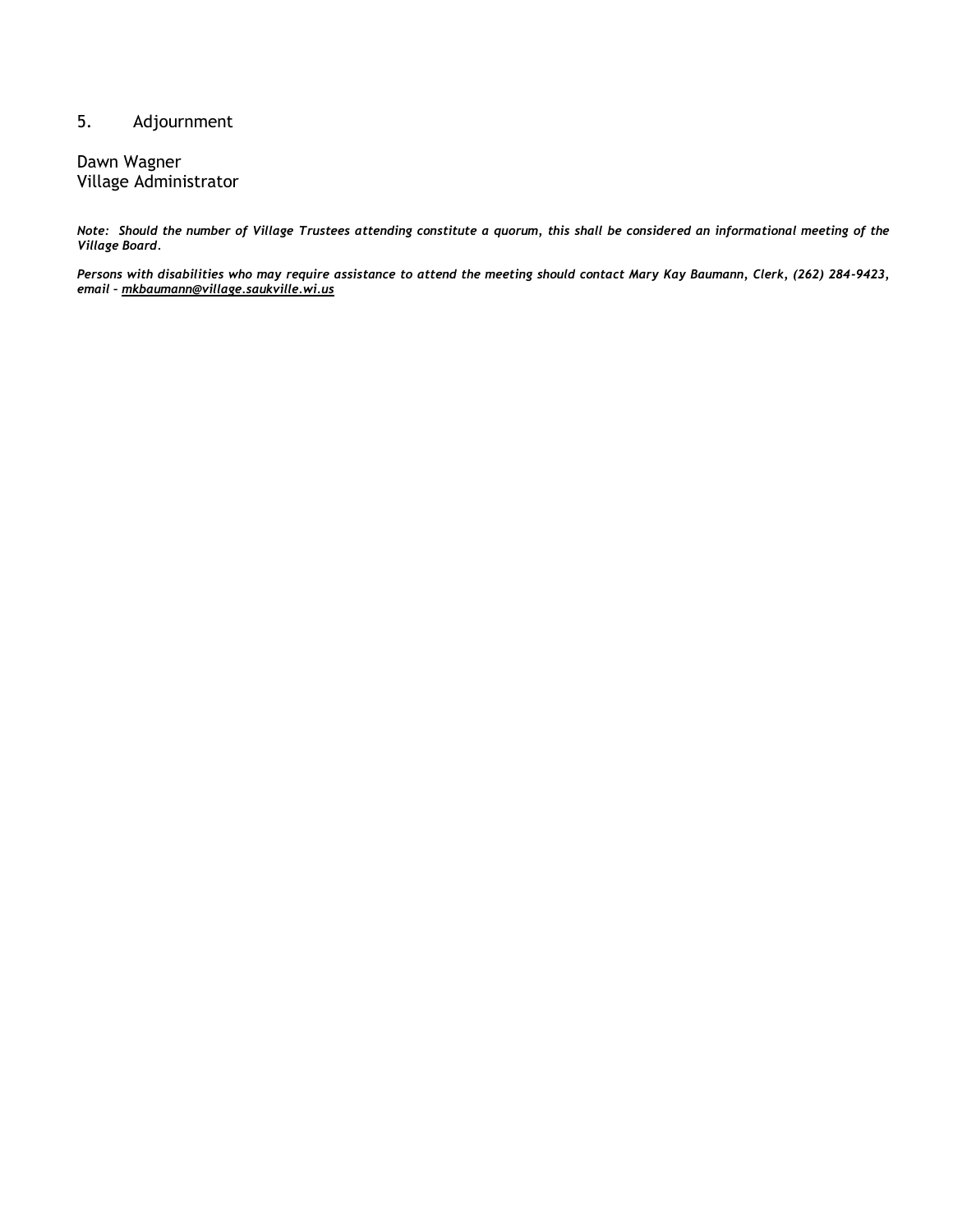5. Adjournment

Dawn Wagner
Village Administrator

***Note: Should the number of Village Trustees attending constitute a quorum, this shall be considered an informational meeting of the Village Board.***

***Persons with disabilities who may require assistance to attend the meeting should contact Mary Kay Baumann, Clerk, (262) 284-9423, email – mkbaumann@village.saukville.wi.us***